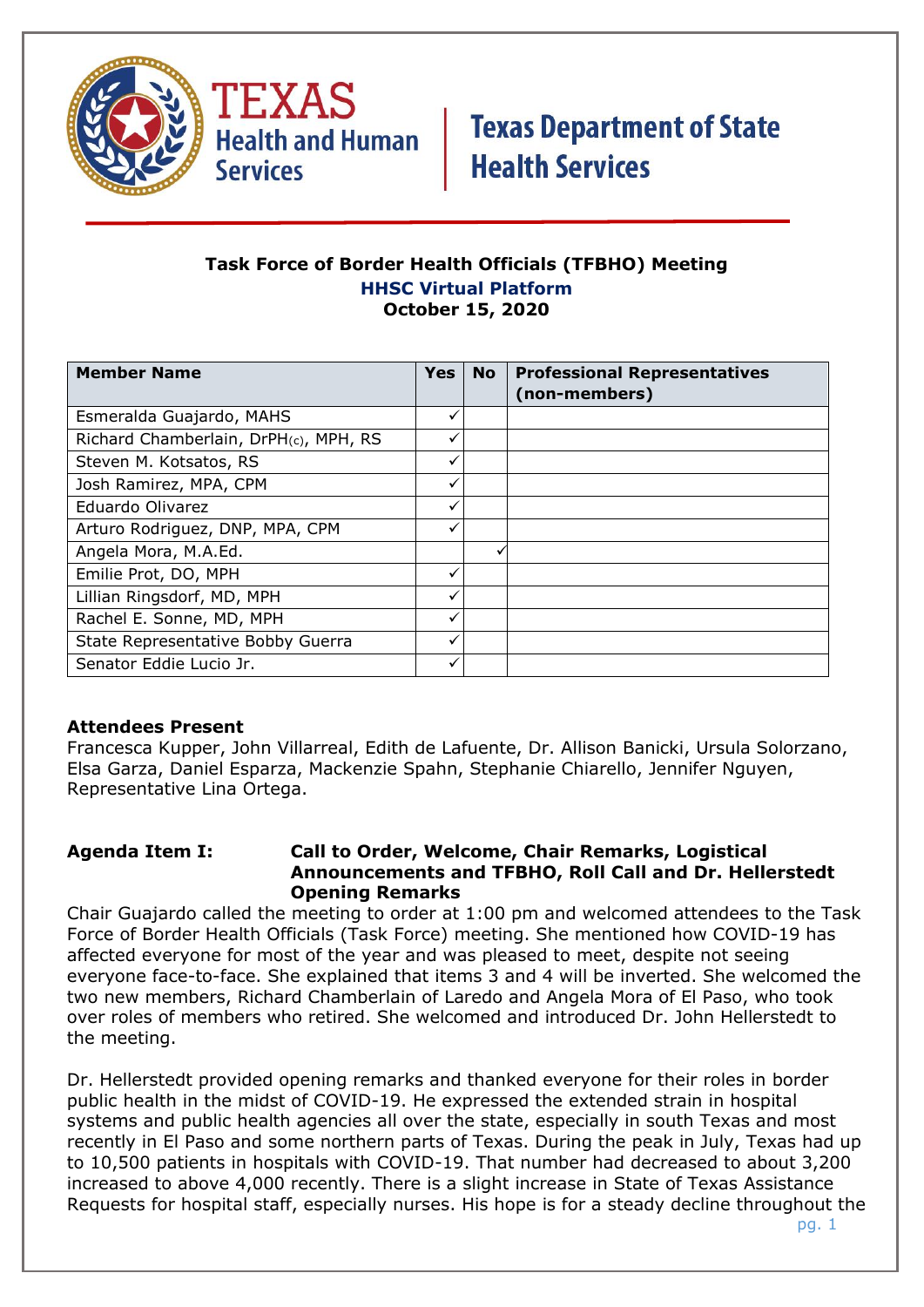Texas Health and Human Services | Texas Department of State Health Services

# Task Force of Border Health Officials (TFBHO) Meeting

**HHSC Virtual Platform**

**October 15, 2020**

| Member Name | Yes | No | Professional Representatives (non-members) |
|---|---|---|---|
| Esmeralda Guajardo, MAHS | ✓ | | |
| Richard Chamberlain, DrPH(c), MPH, RS | ✓ | | |
| Steven M. Kotsatos, RS | ✓ | | |
| Josh Ramirez, MPA, CPM | ✓ | | |
| Eduardo Olivarez | ✓ | | |
| Arturo Rodriguez, DNP, MPA, CPM | ✓ | | |
| Angela Mora, M.A.Ed. | | ✓ | |
| Emilie Prot, DO, MPH | ✓ | | |
| Lillian Ringsdorf, MD, MPH | ✓ | | |
| Rachel E. Sonne, MD, MPH | ✓ | | |
| State Representative Bobby Guerra | ✓ | | |
| Senator Eddie Lucio Jr. | ✓ | | |

**Attendees Present**

Francesca Kupper, John Villarreal, Edith de Lafuente, Dr. Allison Banicki, Ursula Solorzano, Elsa Garza, Daniel Esparza, Mackenzie Spahn, Stephanie Chiarello, Jennifer Nguyen, Representative Lina Ortega.

**Agenda Item I: Call to Order, Welcome, Chair Remarks, Logistical Announcements and TFBHO, Roll Call and Dr. Hellerstedt Opening Remarks**

Chair Guajardo called the meeting to order at 1:00 pm and welcomed attendees to the Task Force of Border Health Officials (Task Force) meeting. She mentioned how COVID-19 has affected everyone for most of the year and was pleased to meet, despite not seeing everyone face-to-face. She explained that items 3 and 4 will be inverted. She welcomed the two new members, Richard Chamberlain of Laredo and Angela Mora of El Paso, who took over roles of members who retired. She welcomed and introduced Dr. John Hellerstedt to the meeting.

Dr. Hellerstedt provided opening remarks and thanked everyone for their roles in border public health in the midst of COVID-19. He expressed the extended strain in hospital systems and public health agencies all over the state, especially in south Texas and most recently in El Paso and some northern parts of Texas. During the peak in July, Texas had up to 10,500 patients in hospitals with COVID-19. That number had decreased to about 3,200 increased to above 4,000 recently. There is a slight increase in State of Texas Assistance Requests for hospital staff, especially nurses. His hope is for a steady decline throughout the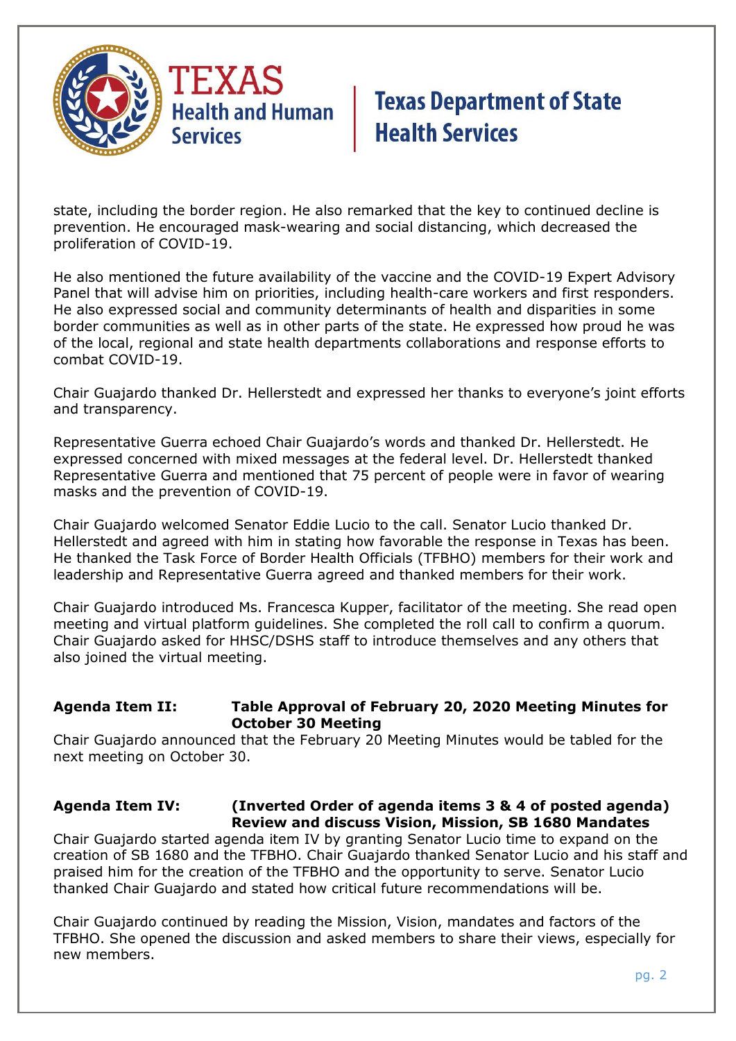state, including the border region. He also remarked that the key to continued decline is prevention. He encouraged mask-wearing and social distancing, which decreased the proliferation of COVID-19.

He also mentioned the future availability of the vaccine and the COVID-19 Expert Advisory Panel that will advise him on priorities, including health-care workers and first responders. He also expressed social and community determinants of health and disparities in some border communities as well as in other parts of the state. He expressed how proud he was of the local, regional and state health departments collaborations and response efforts to combat COVID-19.

Chair Guajardo thanked Dr. Hellerstedt and expressed her thanks to everyone's joint efforts and transparency.

Representative Guerra echoed Chair Guajardo's words and thanked Dr. Hellerstedt. He expressed concerned with mixed messages at the federal level. Dr. Hellerstedt thanked Representative Guerra and mentioned that 75 percent of people were in favor of wearing masks and the prevention of COVID-19.

Chair Guajardo welcomed Senator Eddie Lucio to the call. Senator Lucio thanked Dr. Hellerstedt and agreed with him in stating how favorable the response in Texas has been. He thanked the Task Force of Border Health Officials (TFBHO) members for their work and leadership and Representative Guerra agreed and thanked members for their work.

Chair Guajardo introduced Ms. Francesca Kupper, facilitator of the meeting. She read open meeting and virtual platform guidelines. She completed the roll call to confirm a quorum. Chair Guajardo asked for HHSC/DSHS staff to introduce themselves and any others that also joined the virtual meeting.

**Agenda Item II: Table Approval of February 20, 2020 Meeting Minutes for October 30 Meeting**

Chair Guajardo announced that the February 20 Meeting Minutes would be tabled for the next meeting on October 30.

**Agenda Item IV: (Inverted Order of agenda items 3 & 4 of posted agenda) Review and discuss Vision, Mission, SB 1680 Mandates**

Chair Guajardo started agenda item IV by granting Senator Lucio time to expand on the creation of SB 1680 and the TFBHO. Chair Guajardo thanked Senator Lucio and his staff and praised him for the creation of the TFBHO and the opportunity to serve. Senator Lucio thanked Chair Guajardo and stated how critical future recommendations will be.

Chair Guajardo continued by reading the Mission, Vision, mandates and factors of the TFBHO. She opened the discussion and asked members to share their views, especially for new members.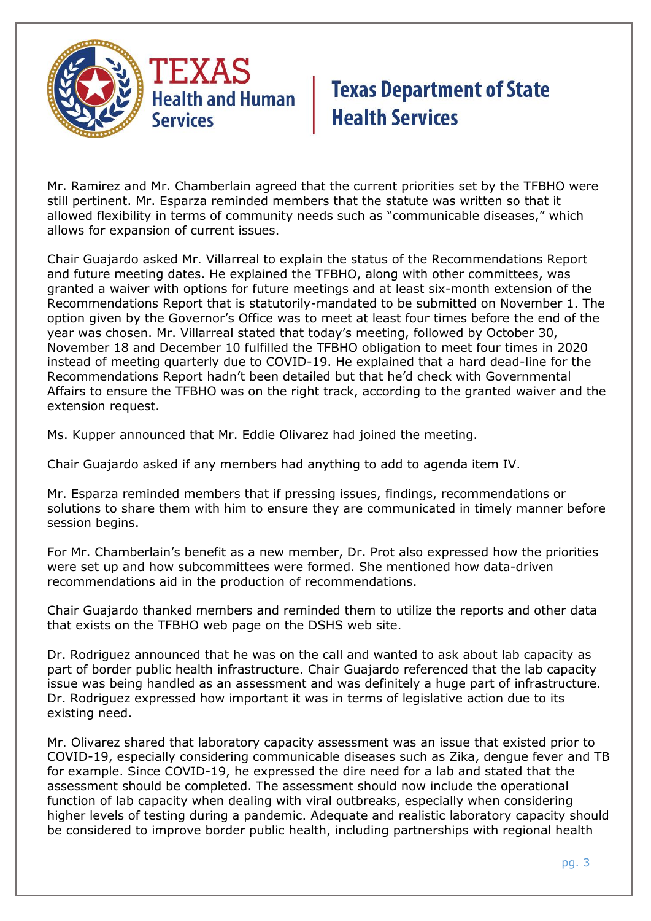Mr. Ramirez and Mr. Chamberlain agreed that the current priorities set by the TFBHO were still pertinent. Mr. Esparza reminded members that the statute was written so that it allowed flexibility in terms of community needs such as "communicable diseases," which allows for expansion of current issues.

Chair Guajardo asked Mr. Villarreal to explain the status of the Recommendations Report and future meeting dates. He explained the TFBHO, along with other committees, was granted a waiver with options for future meetings and at least six-month extension of the Recommendations Report that is statutorily-mandated to be submitted on November 1. The option given by the Governor's Office was to meet at least four times before the end of the year was chosen. Mr. Villarreal stated that today's meeting, followed by October 30, November 18 and December 10 fulfilled the TFBHO obligation to meet four times in 2020 instead of meeting quarterly due to COVID-19. He explained that a hard dead-line for the Recommendations Report hadn't been detailed but that he'd check with Governmental Affairs to ensure the TFBHO was on the right track, according to the granted waiver and the extension request.

Ms. Kupper announced that Mr. Eddie Olivarez had joined the meeting.

Chair Guajardo asked if any members had anything to add to agenda item IV.

Mr. Esparza reminded members that if pressing issues, findings, recommendations or solutions to share them with him to ensure they are communicated in timely manner before session begins.

For Mr. Chamberlain's benefit as a new member, Dr. Prot also expressed how the priorities were set up and how subcommittees were formed. She mentioned how data-driven recommendations aid in the production of recommendations.

Chair Guajardo thanked members and reminded them to utilize the reports and other data that exists on the TFBHO web page on the DSHS web site.

Dr. Rodriguez announced that he was on the call and wanted to ask about lab capacity as part of border public health infrastructure. Chair Guajardo referenced that the lab capacity issue was being handled as an assessment and was definitely a huge part of infrastructure. Dr. Rodriguez expressed how important it was in terms of legislative action due to its existing need.

Mr. Olivarez shared that laboratory capacity assessment was an issue that existed prior to COVID-19, especially considering communicable diseases such as Zika, dengue fever and TB for example. Since COVID-19, he expressed the dire need for a lab and stated that the assessment should be completed. The assessment should now include the operational function of lab capacity when dealing with viral outbreaks, especially when considering higher levels of testing during a pandemic. Adequate and realistic laboratory capacity should be considered to improve border public health, including partnerships with regional health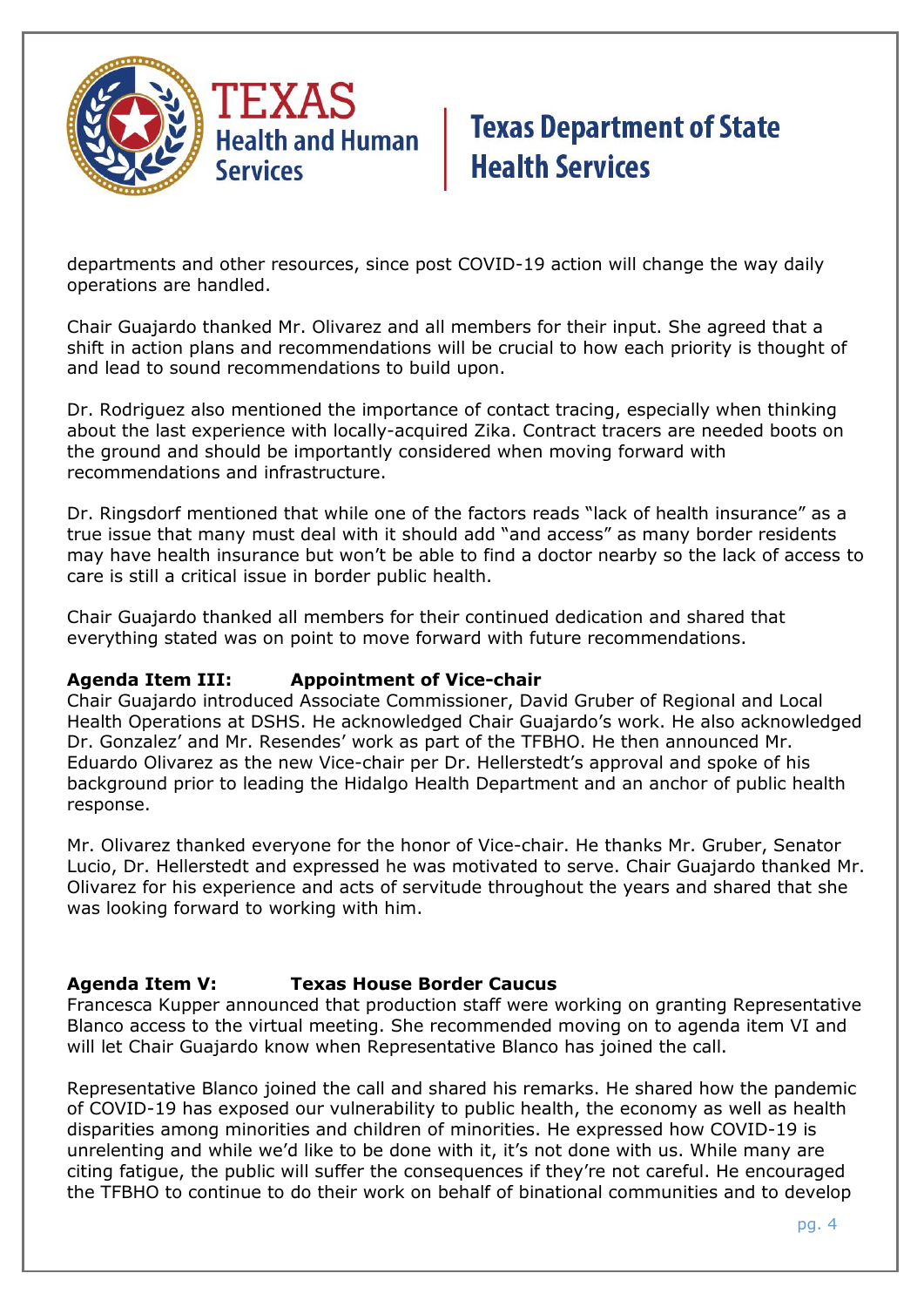departments and other resources, since post COVID-19 action will change the way daily operations are handled.

Chair Guajardo thanked Mr. Olivarez and all members for their input. She agreed that a shift in action plans and recommendations will be crucial to how each priority is thought of and lead to sound recommendations to build upon.

Dr. Rodriguez also mentioned the importance of contact tracing, especially when thinking about the last experience with locally-acquired Zika. Contract tracers are needed boots on the ground and should be importantly considered when moving forward with recommendations and infrastructure.

Dr. Ringsdorf mentioned that while one of the factors reads "lack of health insurance" as a true issue that many must deal with it should add "and access" as many border residents may have health insurance but won't be able to find a doctor nearby so the lack of access to care is still a critical issue in border public health.

Chair Guajardo thanked all members for their continued dedication and shared that everything stated was on point to move forward with future recommendations.

**Agenda Item III: Appointment of Vice-chair**

Chair Guajardo introduced Associate Commissioner, David Gruber of Regional and Local Health Operations at DSHS. He acknowledged Chair Guajardo's work. He also acknowledged Dr. Gonzalez' and Mr. Resendes' work as part of the TFBHO. He then announced Mr. Eduardo Olivarez as the new Vice-chair per Dr. Hellerstedt's approval and spoke of his background prior to leading the Hidalgo Health Department and an anchor of public health response.

Mr. Olivarez thanked everyone for the honor of Vice-chair. He thanks Mr. Gruber, Senator Lucio, Dr. Hellerstedt and expressed he was motivated to serve. Chair Guajardo thanked Mr. Olivarez for his experience and acts of servitude throughout the years and shared that she was looking forward to working with him.

**Agenda Item V: Texas House Border Caucus**

Francesca Kupper announced that production staff were working on granting Representative Blanco access to the virtual meeting. She recommended moving on to agenda item VI and will let Chair Guajardo know when Representative Blanco has joined the call.

Representative Blanco joined the call and shared his remarks. He shared how the pandemic of COVID-19 has exposed our vulnerability to public health, the economy as well as health disparities among minorities and children of minorities. He expressed how COVID-19 is unrelenting and while we'd like to be done with it, it's not done with us. While many are citing fatigue, the public will suffer the consequences if they're not careful. He encouraged the TFBHO to continue to do their work on behalf of binational communities and to develop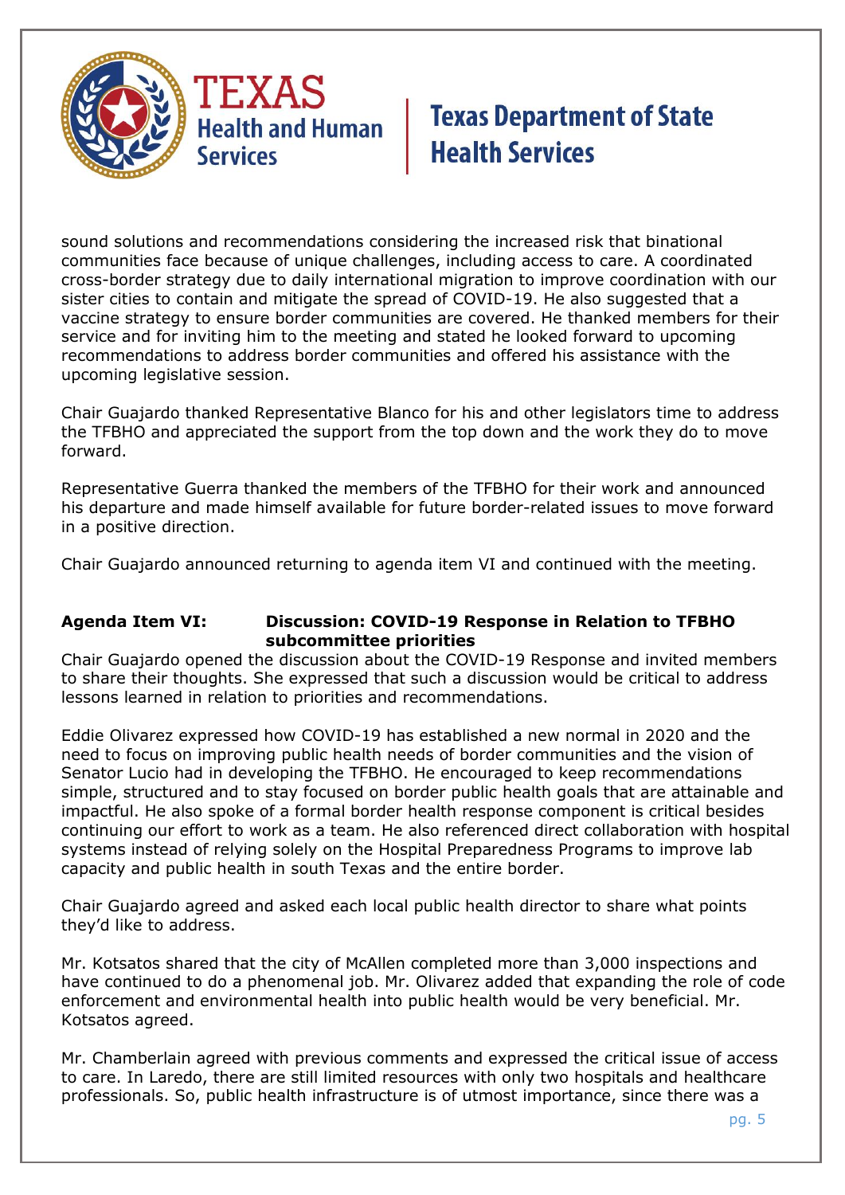sound solutions and recommendations considering the increased risk that binational communities face because of unique challenges, including access to care. A coordinated cross-border strategy due to daily international migration to improve coordination with our sister cities to contain and mitigate the spread of COVID-19. He also suggested that a vaccine strategy to ensure border communities are covered. He thanked members for their service and for inviting him to the meeting and stated he looked forward to upcoming recommendations to address border communities and offered his assistance with the upcoming legislative session.

Chair Guajardo thanked Representative Blanco for his and other legislators time to address the TFBHO and appreciated the support from the top down and the work they do to move forward.

Representative Guerra thanked the members of the TFBHO for their work and announced his departure and made himself available for future border-related issues to move forward in a positive direction.

Chair Guajardo announced returning to agenda item VI and continued with the meeting.

**Agenda Item VI: Discussion: COVID-19 Response in Relation to TFBHO subcommittee priorities**

Chair Guajardo opened the discussion about the COVID-19 Response and invited members to share their thoughts. She expressed that such a discussion would be critical to address lessons learned in relation to priorities and recommendations.

Eddie Olivarez expressed how COVID-19 has established a new normal in 2020 and the need to focus on improving public health needs of border communities and the vision of Senator Lucio had in developing the TFBHO. He encouraged to keep recommendations simple, structured and to stay focused on border public health goals that are attainable and impactful. He also spoke of a formal border health response component is critical besides continuing our effort to work as a team. He also referenced direct collaboration with hospital systems instead of relying solely on the Hospital Preparedness Programs to improve lab capacity and public health in south Texas and the entire border.

Chair Guajardo agreed and asked each local public health director to share what points they'd like to address.

Mr. Kotsatos shared that the city of McAllen completed more than 3,000 inspections and have continued to do a phenomenal job. Mr. Olivarez added that expanding the role of code enforcement and environmental health into public health would be very beneficial. Mr. Kotsatos agreed.

Mr. Chamberlain agreed with previous comments and expressed the critical issue of access to care. In Laredo, there are still limited resources with only two hospitals and healthcare professionals. So, public health infrastructure is of utmost importance, since there was a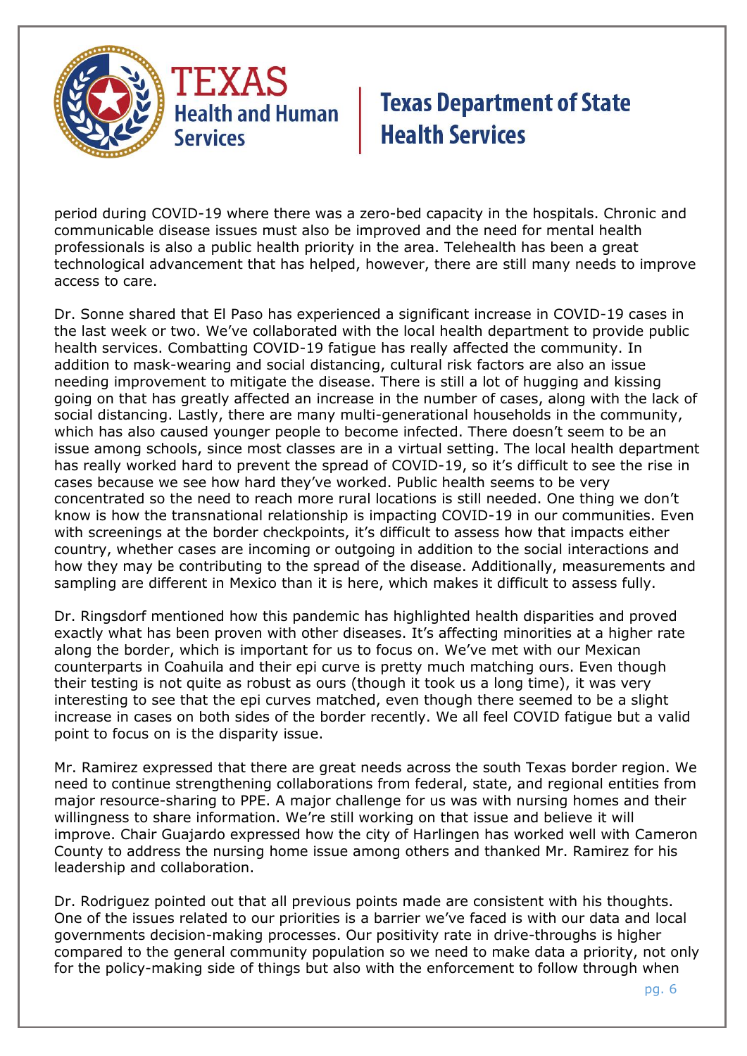period during COVID-19 where there was a zero-bed capacity in the hospitals. Chronic and communicable disease issues must also be improved and the need for mental health professionals is also a public health priority in the area. Telehealth has been a great technological advancement that has helped, however, there are still many needs to improve access to care.

Dr. Sonne shared that El Paso has experienced a significant increase in COVID-19 cases in the last week or two. We've collaborated with the local health department to provide public health services. Combatting COVID-19 fatigue has really affected the community. In addition to mask-wearing and social distancing, cultural risk factors are also an issue needing improvement to mitigate the disease. There is still a lot of hugging and kissing going on that has greatly affected an increase in the number of cases, along with the lack of social distancing. Lastly, there are many multi-generational households in the community, which has also caused younger people to become infected. There doesn't seem to be an issue among schools, since most classes are in a virtual setting. The local health department has really worked hard to prevent the spread of COVID-19, so it's difficult to see the rise in cases because we see how hard they've worked. Public health seems to be very concentrated so the need to reach more rural locations is still needed. One thing we don't know is how the transnational relationship is impacting COVID-19 in our communities. Even with screenings at the border checkpoints, it's difficult to assess how that impacts either country, whether cases are incoming or outgoing in addition to the social interactions and how they may be contributing to the spread of the disease. Additionally, measurements and sampling are different in Mexico than it is here, which makes it difficult to assess fully.

Dr. Ringsdorf mentioned how this pandemic has highlighted health disparities and proved exactly what has been proven with other diseases. It's affecting minorities at a higher rate along the border, which is important for us to focus on. We've met with our Mexican counterparts in Coahuila and their epi curve is pretty much matching ours. Even though their testing is not quite as robust as ours (though it took us a long time), it was very interesting to see that the epi curves matched, even though there seemed to be a slight increase in cases on both sides of the border recently. We all feel COVID fatigue but a valid point to focus on is the disparity issue.

Mr. Ramirez expressed that there are great needs across the south Texas border region. We need to continue strengthening collaborations from federal, state, and regional entities from major resource-sharing to PPE. A major challenge for us was with nursing homes and their willingness to share information. We're still working on that issue and believe it will improve. Chair Guajardo expressed how the city of Harlingen has worked well with Cameron County to address the nursing home issue among others and thanked Mr. Ramirez for his leadership and collaboration.

Dr. Rodriguez pointed out that all previous points made are consistent with his thoughts. One of the issues related to our priorities is a barrier we've faced is with our data and local governments decision-making processes. Our positivity rate in drive-throughs is higher compared to the general community population so we need to make data a priority, not only for the policy-making side of things but also with the enforcement to follow through when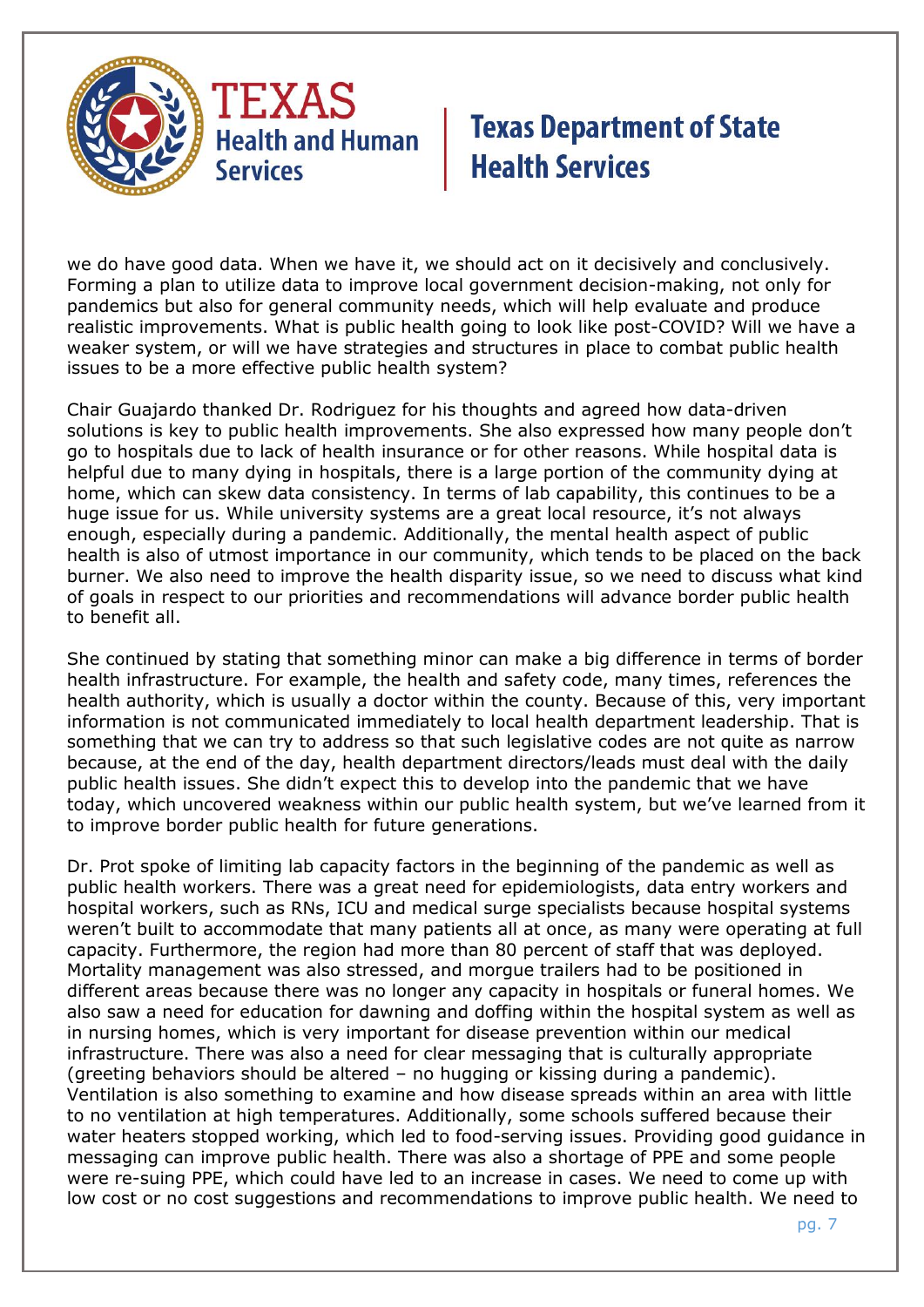we do have good data. When we have it, we should act on it decisively and conclusively. Forming a plan to utilize data to improve local government decision-making, not only for pandemics but also for general community needs, which will help evaluate and produce realistic improvements. What is public health going to look like post-COVID? Will we have a weaker system, or will we have strategies and structures in place to combat public health issues to be a more effective public health system?

Chair Guajardo thanked Dr. Rodriguez for his thoughts and agreed how data-driven solutions is key to public health improvements. She also expressed how many people don't go to hospitals due to lack of health insurance or for other reasons. While hospital data is helpful due to many dying in hospitals, there is a large portion of the community dying at home, which can skew data consistency. In terms of lab capability, this continues to be a huge issue for us. While university systems are a great local resource, it's not always enough, especially during a pandemic. Additionally, the mental health aspect of public health is also of utmost importance in our community, which tends to be placed on the back burner. We also need to improve the health disparity issue, so we need to discuss what kind of goals in respect to our priorities and recommendations will advance border public health to benefit all.

She continued by stating that something minor can make a big difference in terms of border health infrastructure. For example, the health and safety code, many times, references the health authority, which is usually a doctor within the county. Because of this, very important information is not communicated immediately to local health department leadership. That is something that we can try to address so that such legislative codes are not quite as narrow because, at the end of the day, health department directors/leads must deal with the daily public health issues. She didn't expect this to develop into the pandemic that we have today, which uncovered weakness within our public health system, but we've learned from it to improve border public health for future generations.

Dr. Prot spoke of limiting lab capacity factors in the beginning of the pandemic as well as public health workers. There was a great need for epidemiologists, data entry workers and hospital workers, such as RNs, ICU and medical surge specialists because hospital systems weren't built to accommodate that many patients all at once, as many were operating at full capacity. Furthermore, the region had more than 80 percent of staff that was deployed. Mortality management was also stressed, and morgue trailers had to be positioned in different areas because there was no longer any capacity in hospitals or funeral homes. We also saw a need for education for dawning and doffing within the hospital system as well as in nursing homes, which is very important for disease prevention within our medical infrastructure. There was also a need for clear messaging that is culturally appropriate (greeting behaviors should be altered – no hugging or kissing during a pandemic). Ventilation is also something to examine and how disease spreads within an area with little to no ventilation at high temperatures. Additionally, some schools suffered because their water heaters stopped working, which led to food-serving issues. Providing good guidance in messaging can improve public health. There was also a shortage of PPE and some people were re-suing PPE, which could have led to an increase in cases. We need to come up with low cost or no cost suggestions and recommendations to improve public health. We need to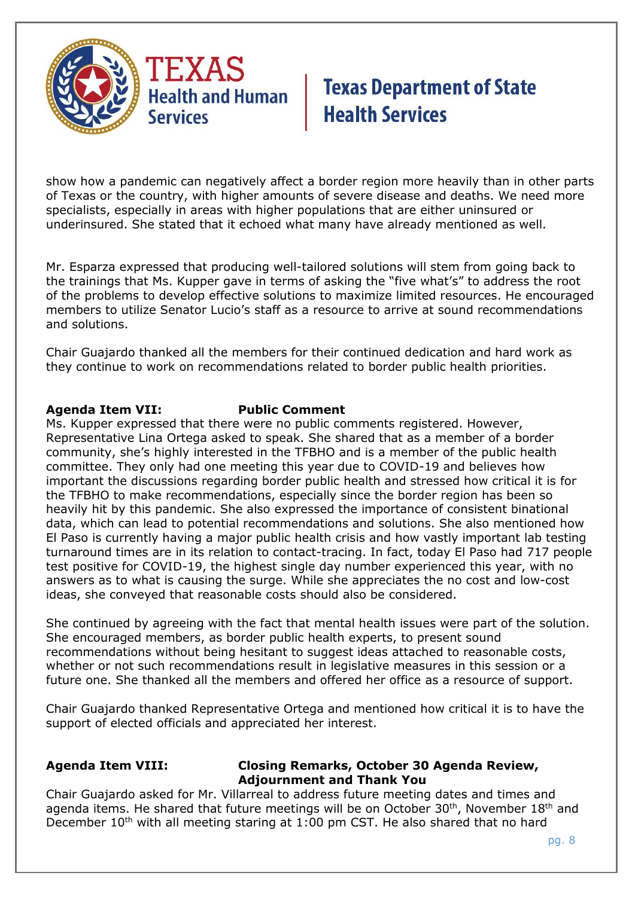show how a pandemic can negatively affect a border region more heavily than in other parts of Texas or the country, with higher amounts of severe disease and deaths. We need more specialists, especially in areas with higher populations that are either uninsured or underinsured. She stated that it echoed what many have already mentioned as well.

Mr. Esparza expressed that producing well-tailored solutions will stem from going back to the trainings that Ms. Kupper gave in terms of asking the "five what's" to address the root of the problems to develop effective solutions to maximize limited resources. He encouraged members to utilize Senator Lucio's staff as a resource to arrive at sound recommendations and solutions.

Chair Guajardo thanked all the members for their continued dedication and hard work as they continue to work on recommendations related to border public health priorities.

**Agenda Item VII: Public Comment**

Ms. Kupper expressed that there were no public comments registered. However, Representative Lina Ortega asked to speak. She shared that as a member of a border community, she's highly interested in the TFBHO and is a member of the public health committee. They only had one meeting this year due to COVID-19 and believes how important the discussions regarding border public health and stressed how critical it is for the TFBHO to make recommendations, especially since the border region has been so heavily hit by this pandemic. She also expressed the importance of consistent binational data, which can lead to potential recommendations and solutions. She also mentioned how El Paso is currently having a major public health crisis and how vastly important lab testing turnaround times are in its relation to contact-tracing. In fact, today El Paso had 717 people test positive for COVID-19, the highest single day number experienced this year, with no answers as to what is causing the surge. While she appreciates the no cost and low-cost ideas, she conveyed that reasonable costs should also be considered.

She continued by agreeing with the fact that mental health issues were part of the solution. She encouraged members, as border public health experts, to present sound recommendations without being hesitant to suggest ideas attached to reasonable costs, whether or not such recommendations result in legislative measures in this session or a future one. She thanked all the members and offered her office as a resource of support.

Chair Guajardo thanked Representative Ortega and mentioned how critical it is to have the support of elected officials and appreciated her interest.

**Agenda Item VIII: Closing Remarks, October 30 Agenda Review, Adjournment and Thank You**

Chair Guajardo asked for Mr. Villarreal to address future meeting dates and times and agenda items. He shared that future meetings will be on October 30th, November 18th and December 10th with all meeting staring at 1:00 pm CST. He also shared that no hard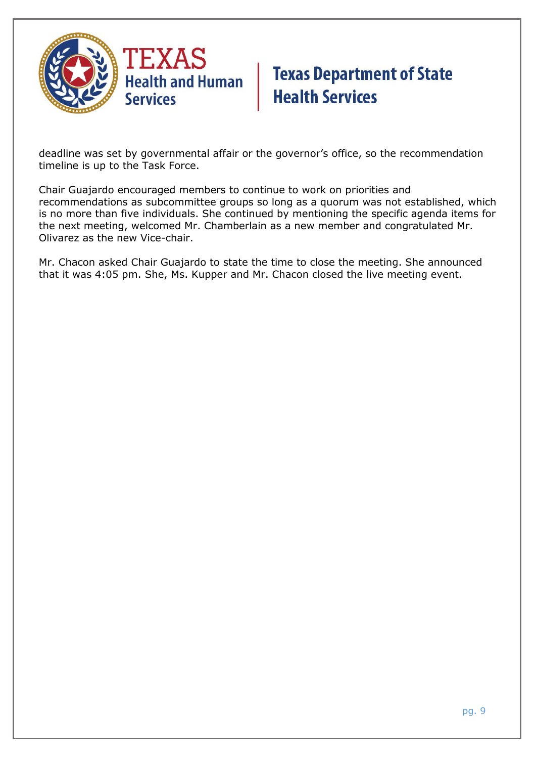deadline was set by governmental affair or the governor's office, so the recommendation timeline is up to the Task Force.

Chair Guajardo encouraged members to continue to work on priorities and recommendations as subcommittee groups so long as a quorum was not established, which is no more than five individuals. She continued by mentioning the specific agenda items for the next meeting, welcomed Mr. Chamberlain as a new member and congratulated Mr. Olivarez as the new Vice-chair.

Mr. Chacon asked Chair Guajardo to state the time to close the meeting. She announced that it was 4:05 pm. She, Ms. Kupper and Mr. Chacon closed the live meeting event.